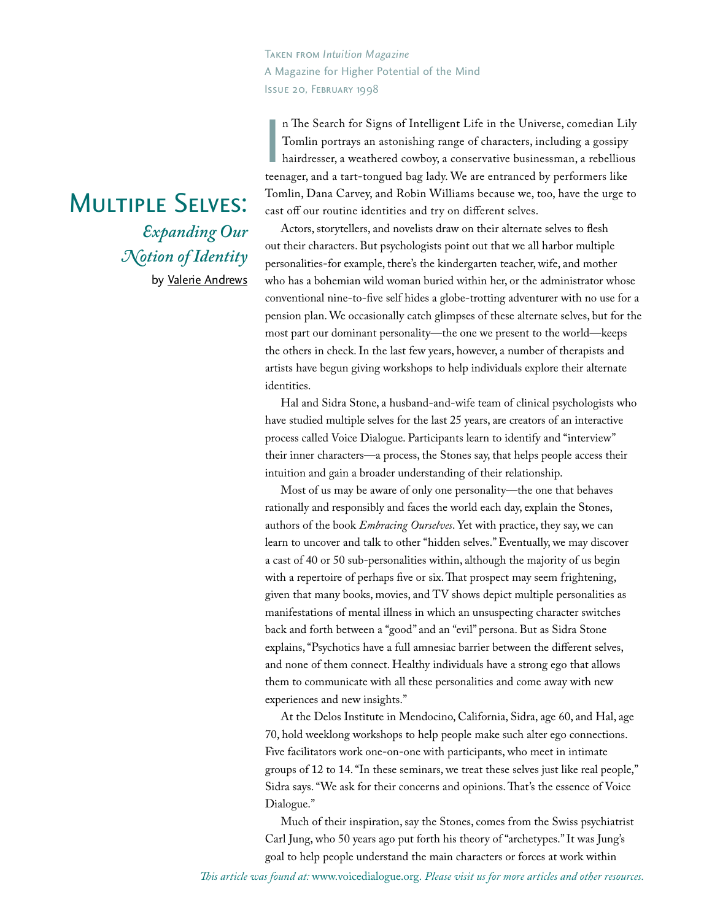Taken from *Intuition Magazine*
A Magazine for Higher Potential of the Mind
Issue 20, February 1998

# Multiple Selves:

## *Expanding Our Notion of Identity*

by Valerie Andrews

In The Search for Signs of Intelligent Life in the Universe, comedian Lily Tomlin portrays an astonishing range of characters, including a gossipy hairdresser, a weathered cowboy, a conservative businessman, a rebellious teenager, and a tart-tongued bag lady. We are entranced by performers like Tomlin, Dana Carvey, and Robin Williams because we, too, have the urge to cast off our routine identities and try on different selves.

Actors, storytellers, and novelists draw on their alternate selves to flesh out their characters. But psychologists point out that we all harbor multiple personalities-for example, there's the kindergarten teacher, wife, and mother who has a bohemian wild woman buried within her, or the administrator whose conventional nine-to-five self hides a globe-trotting adventurer with no use for a pension plan. We occasionally catch glimpses of these alternate selves, but for the most part our dominant personality—the one we present to the world—keeps the others in check. In the last few years, however, a number of therapists and artists have begun giving workshops to help individuals explore their alternate identities.

Hal and Sidra Stone, a husband-and-wife team of clinical psychologists who have studied multiple selves for the last 25 years, are creators of an interactive process called Voice Dialogue. Participants learn to identify and "interview" their inner characters—a process, the Stones say, that helps people access their intuition and gain a broader understanding of their relationship.

Most of us may be aware of only one personality—the one that behaves rationally and responsibly and faces the world each day, explain the Stones, authors of the book *Embracing Ourselves*. Yet with practice, they say, we can learn to uncover and talk to other "hidden selves." Eventually, we may discover a cast of 40 or 50 sub-personalities within, although the majority of us begin with a repertoire of perhaps five or six. That prospect may seem frightening, given that many books, movies, and TV shows depict multiple personalities as manifestations of mental illness in which an unsuspecting character switches back and forth between a "good" and an "evil" persona. But as Sidra Stone explains, "Psychotics have a full amnesiac barrier between the different selves, and none of them connect. Healthy individuals have a strong ego that allows them to communicate with all these personalities and come away with new experiences and new insights."

At the Delos Institute in Mendocino, California, Sidra, age 60, and Hal, age 70, hold weeklong workshops to help people make such alter ego connections. Five facilitators work one-on-one with participants, who meet in intimate groups of 12 to 14. "In these seminars, we treat these selves just like real people," Sidra says. "We ask for their concerns and opinions. That's the essence of Voice Dialogue."

Much of their inspiration, say the Stones, comes from the Swiss psychiatrist Carl Jung, who 50 years ago put forth his theory of "archetypes." It was Jung's goal to help people understand the main characters or forces at work within

*This article was found at:* www.voicedialogue.org. *Please visit us for more articles and other resources.*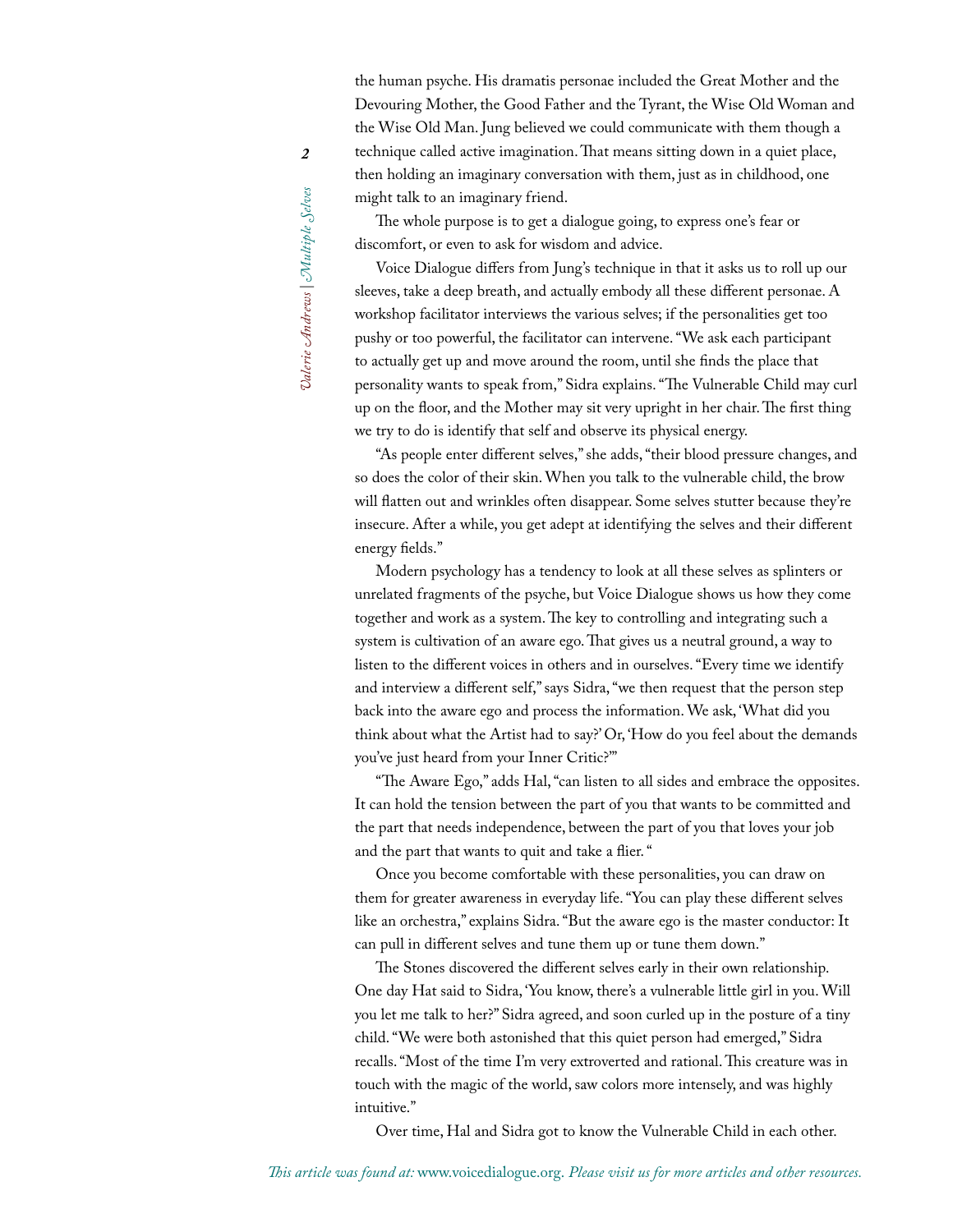the human psyche. His dramatis personae included the Great Mother and the Devouring Mother, the Good Father and the Tyrant, the Wise Old Woman and the Wise Old Man. Jung believed we could communicate with them though a technique called active imagination. That means sitting down in a quiet place, then holding an imaginary conversation with them, just as in childhood, one might talk to an imaginary friend.

The whole purpose is to get a dialogue going, to express one's fear or discomfort, or even to ask for wisdom and advice.

Voice Dialogue differs from Jung's technique in that it asks us to roll up our sleeves, take a deep breath, and actually embody all these different personae. A workshop facilitator interviews the various selves; if the personalities get too pushy or too powerful, the facilitator can intervene. "We ask each participant to actually get up and move around the room, until she finds the place that personality wants to speak from," Sidra explains. "The Vulnerable Child may curl up on the floor, and the Mother may sit very upright in her chair. The first thing we try to do is identify that self and observe its physical energy.

"As people enter different selves," she adds, "their blood pressure changes, and so does the color of their skin. When you talk to the vulnerable child, the brow will flatten out and wrinkles often disappear. Some selves stutter because they're insecure. After a while, you get adept at identifying the selves and their different energy fields."

Modern psychology has a tendency to look at all these selves as splinters or unrelated fragments of the psyche, but Voice Dialogue shows us how they come together and work as a system. The key to controlling and integrating such a system is cultivation of an aware ego. That gives us a neutral ground, a way to listen to the different voices in others and in ourselves. "Every time we identify and interview a different self," says Sidra, "we then request that the person step back into the aware ego and process the information. We ask, 'What did you think about what the Artist had to say?' Or, 'How do you feel about the demands you've just heard from your Inner Critic?'"

"The Aware Ego," adds Hal, "can listen to all sides and embrace the opposites. It can hold the tension between the part of you that wants to be committed and the part that needs independence, between the part of you that loves your job and the part that wants to quit and take a flier. "

Once you become comfortable with these personalities, you can draw on them for greater awareness in everyday life. "You can play these different selves like an orchestra," explains Sidra. "But the aware ego is the master conductor: It can pull in different selves and tune them up or tune them down."

The Stones discovered the different selves early in their own relationship. One day Hat said to Sidra, 'You know, there's a vulnerable little girl in you. Will you let me talk to her?" Sidra agreed, and soon curled up in the posture of a tiny child. "We were both astonished that this quiet person had emerged," Sidra recalls. "Most of the time I'm very extroverted and rational. This creature was in touch with the magic of the world, saw colors more intensely, and was highly intuitive."

Over time, Hal and Sidra got to know the Vulnerable Child in each other.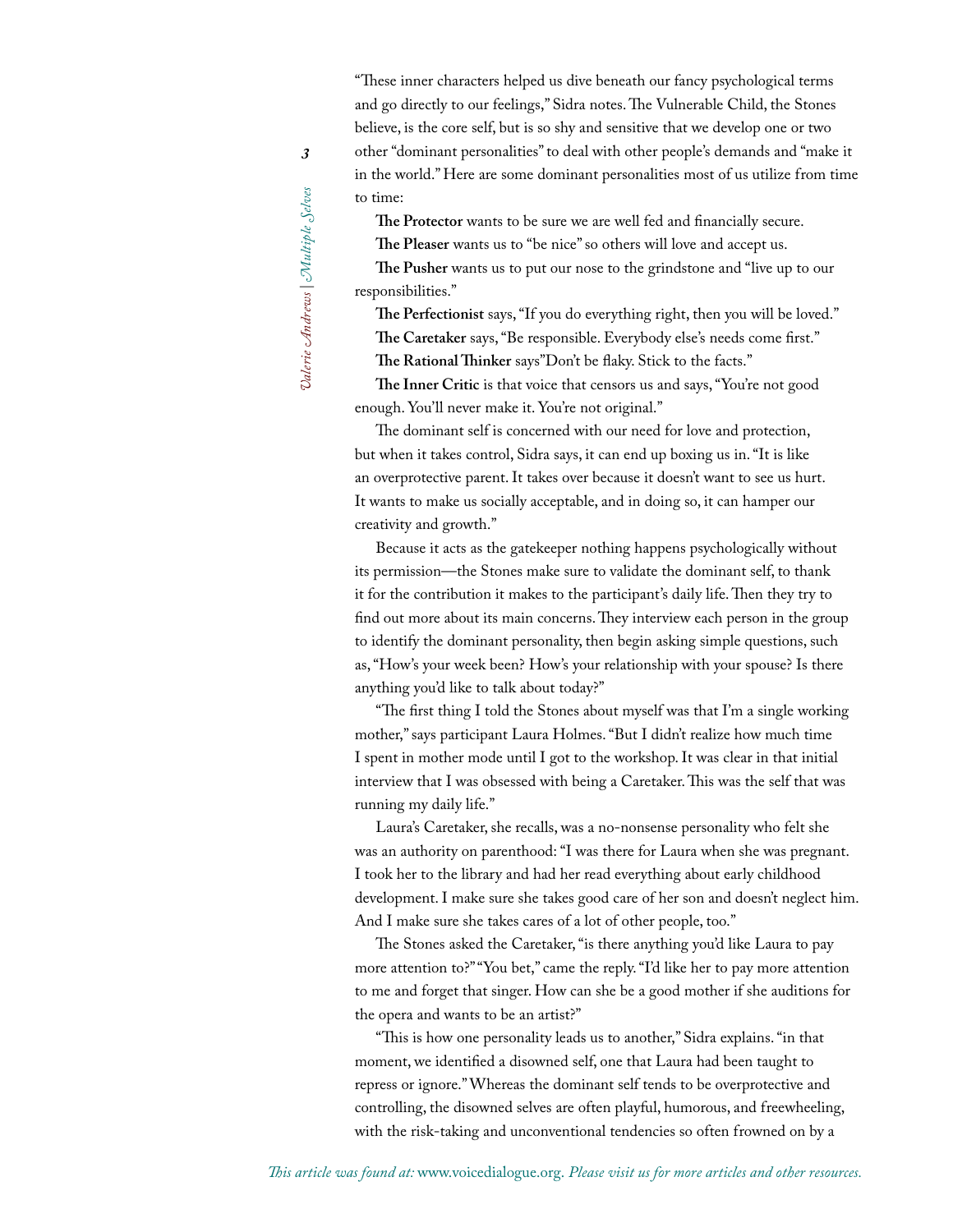"These inner characters helped us dive beneath our fancy psychological terms and go directly to our feelings," Sidra notes. The Vulnerable Child, the Stones believe, is the core self, but is so shy and sensitive that we develop one or two other "dominant personalities" to deal with other people's demands and "make it in the world." Here are some dominant personalities most of us utilize from time to time:

**The Protector** wants to be sure we are well fed and financially secure.

**The Pleaser** wants us to "be nice" so others will love and accept us.

**The Pusher** wants us to put our nose to the grindstone and "live up to our responsibilities."

**The Perfectionist** says, "If you do everything right, then you will be loved."

**The Caretaker** says, "Be responsible. Everybody else's needs come first."

**The Rational Thinker** says"Don't be flaky. Stick to the facts."

**The Inner Critic** is that voice that censors us and says, "You're not good enough. You'll never make it. You're not original."

The dominant self is concerned with our need for love and protection, but when it takes control, Sidra says, it can end up boxing us in. "It is like an overprotective parent. It takes over because it doesn't want to see us hurt. It wants to make us socially acceptable, and in doing so, it can hamper our creativity and growth."

Because it acts as the gatekeeper nothing happens psychologically without its permission—the Stones make sure to validate the dominant self, to thank it for the contribution it makes to the participant's daily life. Then they try to find out more about its main concerns. They interview each person in the group to identify the dominant personality, then begin asking simple questions, such as, "How's your week been? How's your relationship with your spouse? Is there anything you'd like to talk about today?"

"The first thing I told the Stones about myself was that I'm a single working mother," says participant Laura Holmes. "But I didn't realize how much time I spent in mother mode until I got to the workshop. It was clear in that initial interview that I was obsessed with being a Caretaker. This was the self that was running my daily life."

Laura's Caretaker, she recalls, was a no-nonsense personality who felt she was an authority on parenthood: "I was there for Laura when she was pregnant. I took her to the library and had her read everything about early childhood development. I make sure she takes good care of her son and doesn't neglect him. And I make sure she takes cares of a lot of other people, too."

The Stones asked the Caretaker, "is there anything you'd like Laura to pay more attention to?" "You bet," came the reply. "I'd like her to pay more attention to me and forget that singer. How can she be a good mother if she auditions for the opera and wants to be an artist?"

"This is how one personality leads us to another," Sidra explains. "in that moment, we identified a disowned self, one that Laura had been taught to repress or ignore." Whereas the dominant self tends to be overprotective and controlling, the disowned selves are often playful, humorous, and freewheeling, with the risk-taking and unconventional tendencies so often frowned on by a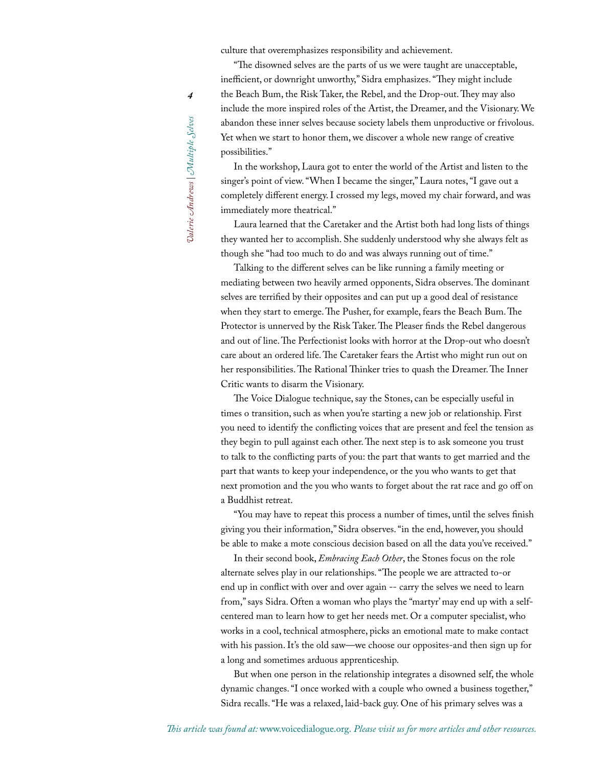culture that overemphasizes responsibility and achievement.

"The disowned selves are the parts of us we were taught are unacceptable, inefficient, or downright unworthy," Sidra emphasizes. "They might include the Beach Bum, the Risk Taker, the Rebel, and the Drop-out. They may also include the more inspired roles of the Artist, the Dreamer, and the Visionary. We abandon these inner selves because society labels them unproductive or frivolous. Yet when we start to honor them, we discover a whole new range of creative possibilities."

In the workshop, Laura got to enter the world of the Artist and listen to the singer's point of view. "When I became the singer," Laura notes, "I gave out a completely different energy. I crossed my legs, moved my chair forward, and was immediately more theatrical."

Laura learned that the Caretaker and the Artist both had long lists of things they wanted her to accomplish. She suddenly understood why she always felt as though she "had too much to do and was always running out of time."

Talking to the different selves can be like running a family meeting or mediating between two heavily armed opponents, Sidra observes. The dominant selves are terrified by their opposites and can put up a good deal of resistance when they start to emerge. The Pusher, for example, fears the Beach Bum. The Protector is unnerved by the Risk Taker. The Pleaser finds the Rebel dangerous and out of line. The Perfectionist looks with horror at the Drop-out who doesn't care about an ordered life. The Caretaker fears the Artist who might run out on her responsibilities. The Rational Thinker tries to quash the Dreamer. The Inner Critic wants to disarm the Visionary.

The Voice Dialogue technique, say the Stones, can be especially useful in times o transition, such as when you're starting a new job or relationship. First you need to identify the conflicting voices that are present and feel the tension as they begin to pull against each other. The next step is to ask someone you trust to talk to the conflicting parts of you: the part that wants to get married and the part that wants to keep your independence, or the you who wants to get that next promotion and the you who wants to forget about the rat race and go off on a Buddhist retreat.

"You may have to repeat this process a number of times, until the selves finish giving you their information," Sidra observes. "in the end, however, you should be able to make a mote conscious decision based on all the data you've received."

In their second book, *Embracing Each Other*, the Stones focus on the role alternate selves play in our relationships. "The people we are attracted to-or end up in conflict with over and over again -- carry the selves we need to learn from," says Sidra. Often a woman who plays the "martyr' may end up with a self-centered man to learn how to get her needs met. Or a computer specialist, who works in a cool, technical atmosphere, picks an emotional mate to make contact with his passion. It's the old saw—we choose our opposites-and then sign up for a long and sometimes arduous apprenticeship.

But when one person in the relationship integrates a disowned self, the whole dynamic changes. "I once worked with a couple who owned a business together," Sidra recalls. "He was a relaxed, laid-back guy. One of his primary selves was a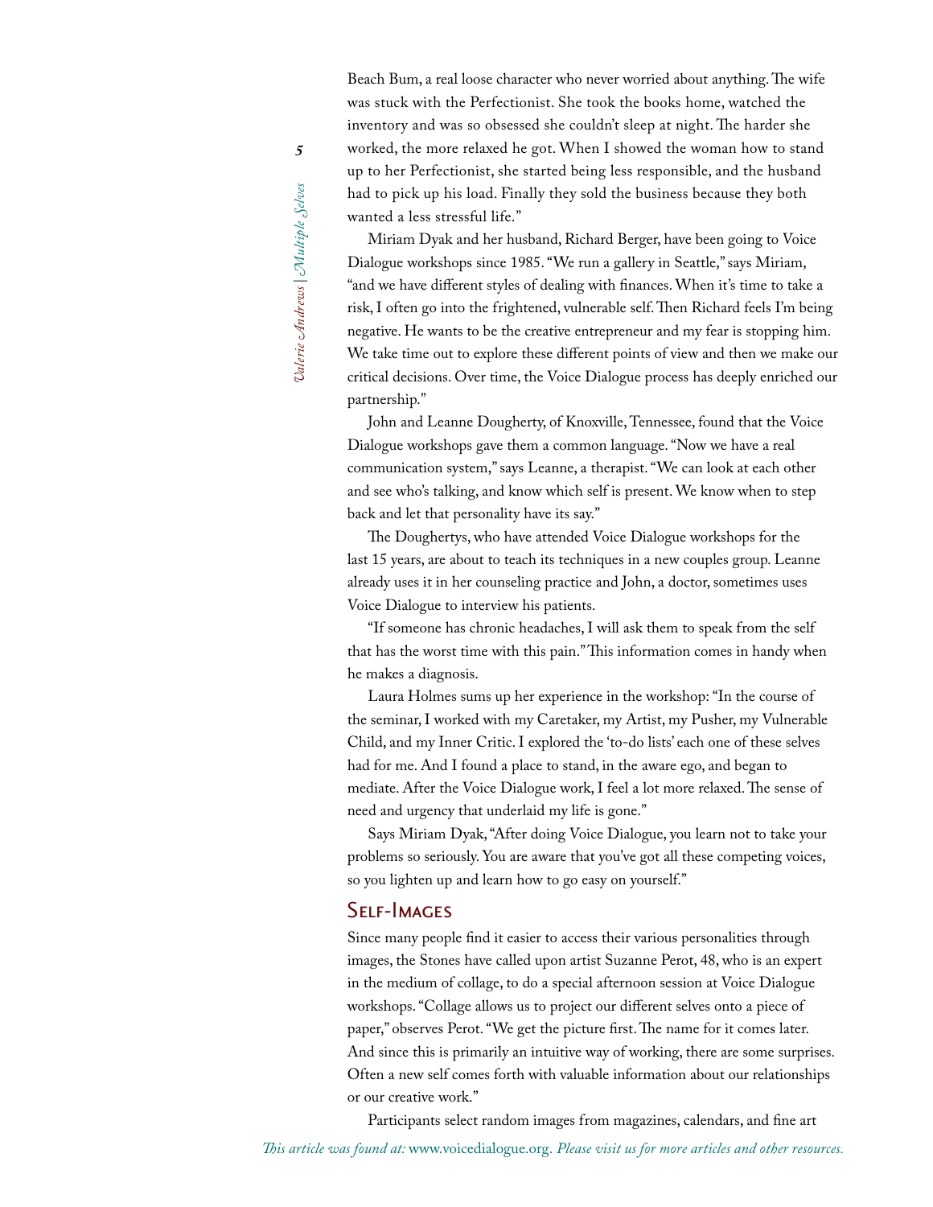Beach Bum, a real loose character who never worried about anything. The wife was stuck with the Perfectionist. She took the books home, watched the inventory and was so obsessed she couldn't sleep at night. The harder she worked, the more relaxed he got. When I showed the woman how to stand up to her Perfectionist, she started being less responsible, and the husband had to pick up his load. Finally they sold the business because they both wanted a less stressful life."

Miriam Dyak and her husband, Richard Berger, have been going to Voice Dialogue workshops since 1985. "We run a gallery in Seattle," says Miriam, "and we have different styles of dealing with finances. When it's time to take a risk, I often go into the frightened, vulnerable self. Then Richard feels I'm being negative. He wants to be the creative entrepreneur and my fear is stopping him. We take time out to explore these different points of view and then we make our critical decisions. Over time, the Voice Dialogue process has deeply enriched our partnership."

John and Leanne Dougherty, of Knoxville, Tennessee, found that the Voice Dialogue workshops gave them a common language. "Now we have a real communication system," says Leanne, a therapist. "We can look at each other and see who's talking, and know which self is present. We know when to step back and let that personality have its say."

The Doughertys, who have attended Voice Dialogue workshops for the last 15 years, are about to teach its techniques in a new couples group. Leanne already uses it in her counseling practice and John, a doctor, sometimes uses Voice Dialogue to interview his patients.

"If someone has chronic headaches, I will ask them to speak from the self that has the worst time with this pain." This information comes in handy when he makes a diagnosis.

Laura Holmes sums up her experience in the workshop: "In the course of the seminar, I worked with my Caretaker, my Artist, my Pusher, my Vulnerable Child, and my Inner Critic. I explored the 'to-do lists' each one of these selves had for me. And I found a place to stand, in the aware ego, and began to mediate. After the Voice Dialogue work, I feel a lot more relaxed. The sense of need and urgency that underlaid my life is gone."

Says Miriam Dyak, "After doing Voice Dialogue, you learn not to take your problems so seriously. You are aware that you've got all these competing voices, so you lighten up and learn how to go easy on yourself."

## Self-Images

Since many people find it easier to access their various personalities through images, the Stones have called upon artist Suzanne Perot, 48, who is an expert in the medium of collage, to do a special afternoon session at Voice Dialogue workshops. "Collage allows us to project our different selves onto a piece of paper," observes Perot. "We get the picture first. The name for it comes later. And since this is primarily an intuitive way of working, there are some surprises. Often a new self comes forth with valuable information about our relationships or our creative work."

Participants select random images from magazines, calendars, and fine art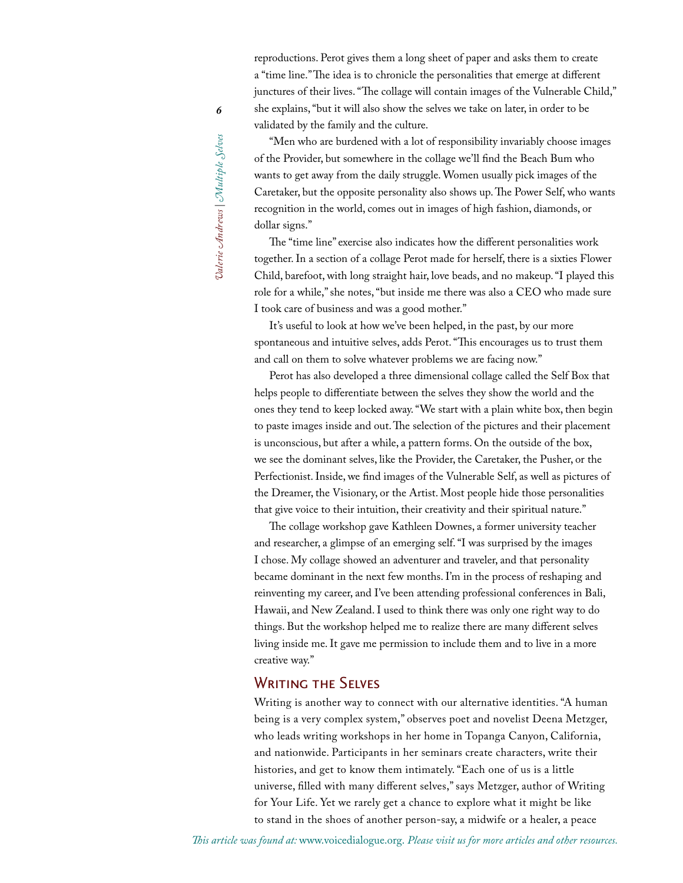reproductions. Perot gives them a long sheet of paper and asks them to create a "time line." The idea is to chronicle the personalities that emerge at different junctures of their lives. "The collage will contain images of the Vulnerable Child," she explains, "but it will also show the selves we take on later, in order to be validated by the family and the culture.

"Men who are burdened with a lot of responsibility invariably choose images of the Provider, but somewhere in the collage we'll find the Beach Bum who wants to get away from the daily struggle. Women usually pick images of the Caretaker, but the opposite personality also shows up. The Power Self, who wants recognition in the world, comes out in images of high fashion, diamonds, or dollar signs."

The "time line" exercise also indicates how the different personalities work together. In a section of a collage Perot made for herself, there is a sixties Flower Child, barefoot, with long straight hair, love beads, and no makeup. "I played this role for a while," she notes, "but inside me there was also a CEO who made sure I took care of business and was a good mother."

It's useful to look at how we've been helped, in the past, by our more spontaneous and intuitive selves, adds Perot. "This encourages us to trust them and call on them to solve whatever problems we are facing now."

Perot has also developed a three dimensional collage called the Self Box that helps people to differentiate between the selves they show the world and the ones they tend to keep locked away. "We start with a plain white box, then begin to paste images inside and out. The selection of the pictures and their placement is unconscious, but after a while, a pattern forms. On the outside of the box, we see the dominant selves, like the Provider, the Caretaker, the Pusher, or the Perfectionist. Inside, we find images of the Vulnerable Self, as well as pictures of the Dreamer, the Visionary, or the Artist. Most people hide those personalities that give voice to their intuition, their creativity and their spiritual nature."

The collage workshop gave Kathleen Downes, a former university teacher and researcher, a glimpse of an emerging self. "I was surprised by the images I chose. My collage showed an adventurer and traveler, and that personality became dominant in the next few months. I'm in the process of reshaping and reinventing my career, and I've been attending professional conferences in Bali, Hawaii, and New Zealand. I used to think there was only one right way to do things. But the workshop helped me to realize there are many different selves living inside me. It gave me permission to include them and to live in a more creative way."

## Writing the Selves

Writing is another way to connect with our alternative identities. "A human being is a very complex system," observes poet and novelist Deena Metzger, who leads writing workshops in her home in Topanga Canyon, California, and nationwide. Participants in her seminars create characters, write their histories, and get to know them intimately. "Each one of us is a little universe, filled with many different selves," says Metzger, author of Writing for Your Life. Yet we rarely get a chance to explore what it might be like to stand in the shoes of another person-say, a midwife or a healer, a peace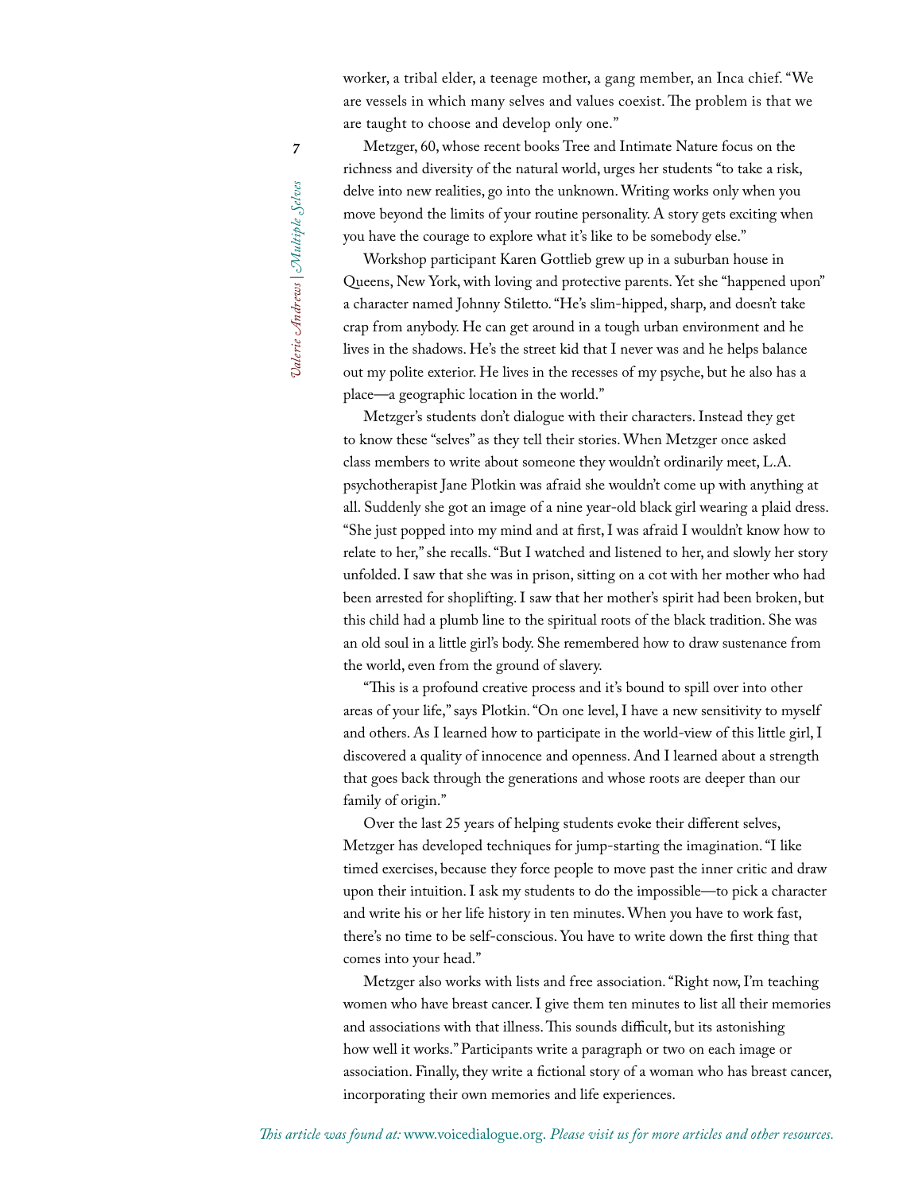worker, a tribal elder, a teenage mother, a gang member, an Inca chief. "We are vessels in which many selves and values coexist. The problem is that we are taught to choose and develop only one."

Metzger, 60, whose recent books Tree and Intimate Nature focus on the richness and diversity of the natural world, urges her students "to take a risk, delve into new realities, go into the unknown. Writing works only when you move beyond the limits of your routine personality. A story gets exciting when you have the courage to explore what it's like to be somebody else."

Workshop participant Karen Gottlieb grew up in a suburban house in Queens, New York, with loving and protective parents. Yet she "happened upon" a character named Johnny Stiletto. "He's slim-hipped, sharp, and doesn't take crap from anybody. He can get around in a tough urban environment and he lives in the shadows. He's the street kid that I never was and he helps balance out my polite exterior. He lives in the recesses of my psyche, but he also has a place—a geographic location in the world."

Metzger's students don't dialogue with their characters. Instead they get to know these "selves" as they tell their stories. When Metzger once asked class members to write about someone they wouldn't ordinarily meet, L.A. psychotherapist Jane Plotkin was afraid she wouldn't come up with anything at all. Suddenly she got an image of a nine year-old black girl wearing a plaid dress. "She just popped into my mind and at first, I was afraid I wouldn't know how to relate to her," she recalls. "But I watched and listened to her, and slowly her story unfolded. I saw that she was in prison, sitting on a cot with her mother who had been arrested for shoplifting. I saw that her mother's spirit had been broken, but this child had a plumb line to the spiritual roots of the black tradition. She was an old soul in a little girl's body. She remembered how to draw sustenance from the world, even from the ground of slavery.

"This is a profound creative process and it's bound to spill over into other areas of your life," says Plotkin. "On one level, I have a new sensitivity to myself and others. As I learned how to participate in the world-view of this little girl, I discovered a quality of innocence and openness. And I learned about a strength that goes back through the generations and whose roots are deeper than our family of origin."

Over the last 25 years of helping students evoke their different selves, Metzger has developed techniques for jump-starting the imagination. "I like timed exercises, because they force people to move past the inner critic and draw upon their intuition. I ask my students to do the impossible—to pick a character and write his or her life history in ten minutes. When you have to work fast, there's no time to be self-conscious. You have to write down the first thing that comes into your head."

Metzger also works with lists and free association. "Right now, I'm teaching women who have breast cancer. I give them ten minutes to list all their memories and associations with that illness. This sounds difficult, but its astonishing how well it works." Participants write a paragraph or two on each image or association. Finally, they write a fictional story of a woman who has breast cancer, incorporating their own memories and life experiences.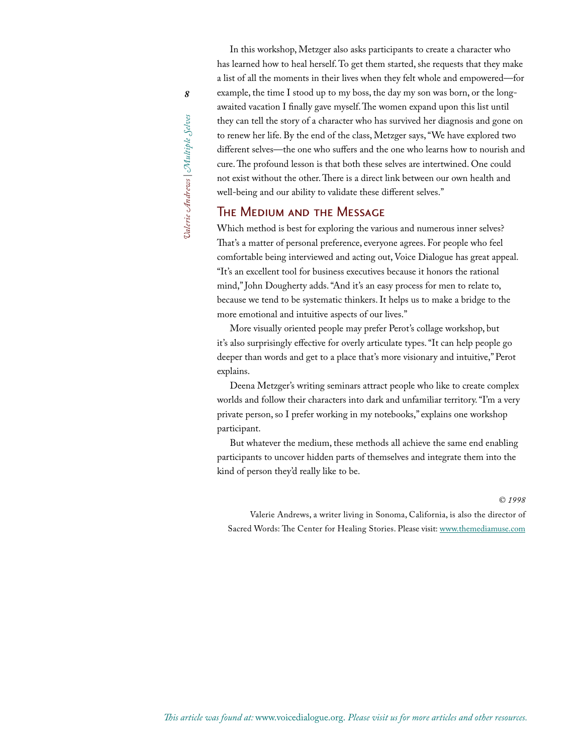In this workshop, Metzger also asks participants to create a character who has learned how to heal herself. To get them started, she requests that they make a list of all the moments in their lives when they felt whole and empowered—for example, the time I stood up to my boss, the day my son was born, or the long-awaited vacation I finally gave myself. The women expand upon this list until they can tell the story of a character who has survived her diagnosis and gone on to renew her life. By the end of the class, Metzger says, "We have explored two different selves—the one who suffers and the one who learns how to nourish and cure. The profound lesson is that both these selves are intertwined. One could not exist without the other. There is a direct link between our own health and well-being and our ability to validate these different selves."

## The Medium and the Message

Which method is best for exploring the various and numerous inner selves? That's a matter of personal preference, everyone agrees. For people who feel comfortable being interviewed and acting out, Voice Dialogue has great appeal. "It's an excellent tool for business executives because it honors the rational mind," John Dougherty adds. "And it's an easy process for men to relate to, because we tend to be systematic thinkers. It helps us to make a bridge to the more emotional and intuitive aspects of our lives."

More visually oriented people may prefer Perot's collage workshop, but it's also surprisingly effective for overly articulate types. "It can help people go deeper than words and get to a place that's more visionary and intuitive," Perot explains.

Deena Metzger's writing seminars attract people who like to create complex worlds and follow their characters into dark and unfamiliar territory. "I'm a very private person, so I prefer working in my notebooks," explains one workshop participant.

But whatever the medium, these methods all achieve the same end enabling participants to uncover hidden parts of themselves and integrate them into the kind of person they'd really like to be.

*© 1998*

Valerie Andrews, a writer living in Sonoma, California, is also the director of Sacred Words: The Center for Healing Stories. Please visit: www.themediamuse.com

*This article was found at:* www.voicedialogue.org. *Please visit us for more articles and other resources.*